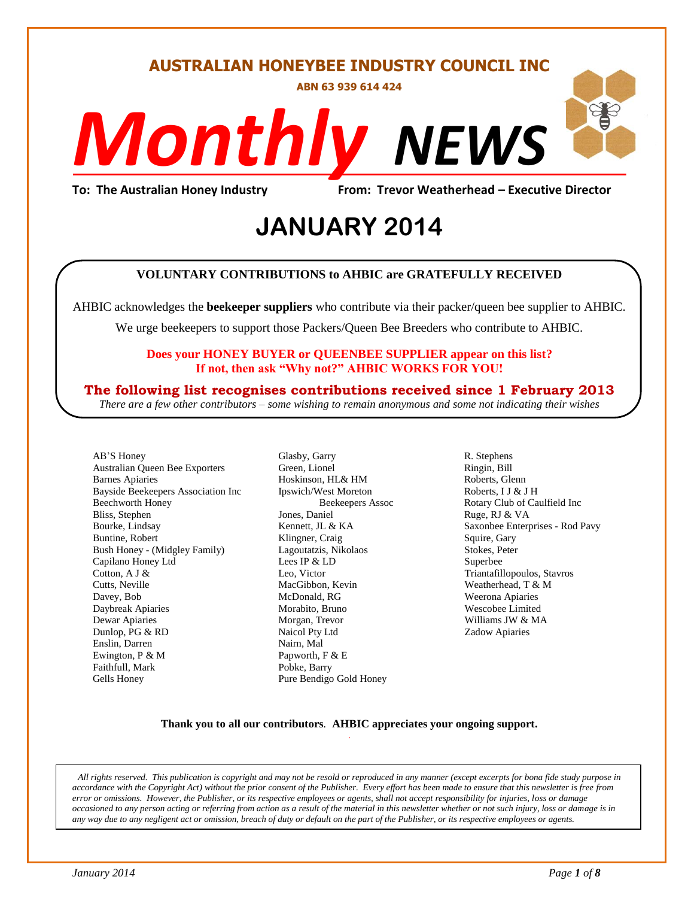# AUSTRALIAN HONEYBEE INDUSTRY COUNCIL INC

**ABN 63 939 614 424**

# *Monthly* NEWS

**To: The Australian Honey Industry** **From: Trevor Weatherhead – Executive Director**

## JANUARY 2014

**VOLUNTARY CONTRIBUTIONS to AHBIC are GRATEFULLY RECEIVED**

AHBIC acknowledges the **beekeeper suppliers** who contribute via their packer/queen bee supplier to AHBIC.

We urge beekeepers to support those Packers/Queen Bee Breeders who contribute to AHBIC.

**Does your HONEY BUYER or QUEENBEE SUPPLIER appear on this list?**
**If not, then ask "Why not?" AHBIC WORKS FOR YOU!**

**The following list recognises contributions received since 1 February 2013**

*There are a few other contributors – some wishing to remain anonymous and some not indicating their wishes*

AB'S Honey
Australian Queen Bee Exporters
Barnes Apiaries
Bayside Beekeepers Association Inc
Beechworth Honey
Bliss, Stephen
Bourke, Lindsay
Buntine, Robert
Bush Honey - (Midgley Family)
Capilano Honey Ltd
Cotton, A J &
Cutts, Neville
Davey, Bob
Daybreak Apiaries
Dewar Apiaries
Dunlop, PG & RD
Enslin, Darren
Ewington, P & M
Faithfull, Mark
Gells Honey
Glasby, Garry
Green, Lionel
Hoskinson, HL& HM
Ipswich/West Moreton Beekeepers Assoc
Jones, Daniel
Kennett, JL & KA
Klingner, Craig
Lagoutatzis, Nikolaos
Lees IP & LD
Leo, Victor
MacGibbon, Kevin
McDonald, RG
Morabito, Bruno
Morgan, Trevor
Naicol Pty Ltd
Nairn, Mal
Papworth, F & E
Pobke, Barry
Pure Bendigo Gold Honey
R. Stephens
Ringin, Bill
Roberts, Glenn
Roberts, I J & J H
Rotary Club of Caulfield Inc
Ruge, RJ & VA
Saxonbee Enterprises - Rod Pavy
Squire, Gary
Stokes, Peter
Superbee
Triantafillopoulos, Stavros
Weatherhead, T & M
Weerona Apiaries
Wescobee Limited
Williams JW & MA
Zadow Apiaries

**Thank you to all our contributors**. **AHBIC appreciates your ongoing support.**

*All rights reserved. This publication is copyright and may not be resold or reproduced in any manner (except excerpts for bona fide study purpose in accordance with the Copyright Act) without the prior consent of the Publisher. Every effort has been made to ensure that this newsletter is free from error or omissions. However, the Publisher, or its respective employees or agents, shall not accept responsibility for injuries, loss or damage occasioned to any person acting or referring from action as a result of the material in this newsletter whether or not such injury, loss or damage is in any way due to any negligent act or omission, breach of duty or default on the part of the Publisher, or its respective employees or agents.*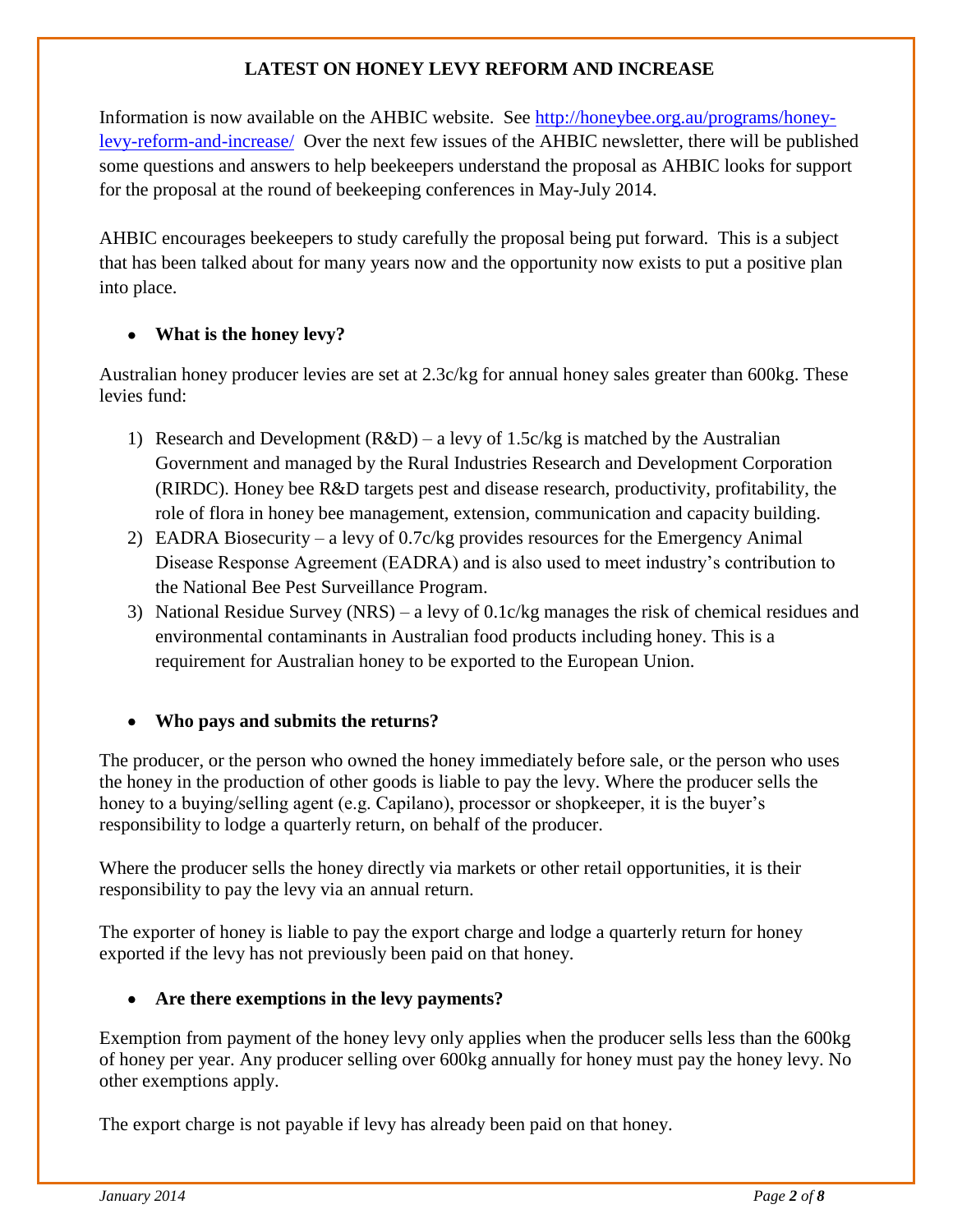## LATEST ON HONEY LEVY REFORM AND INCREASE

Information is now available on the AHBIC website. See [http://honeybee.org.au/programs/honey-levy-reform-and-increase/](http://honeybee.org.au/programs/honey-levy-reform-and-increase/) Over the next few issues of the AHBIC newsletter, there will be published some questions and answers to help beekeepers understand the proposal as AHBIC looks for support for the proposal at the round of beekeeping conferences in May-July 2014.

AHBIC encourages beekeepers to study carefully the proposal being put forward. This is a subject that has been talked about for many years now and the opportunity now exists to put a positive plan into place.

- **What is the honey levy?**

Australian honey producer levies are set at 2.3c/kg for annual honey sales greater than 600kg. These levies fund:

1) Research and Development (R&D) – a levy of 1.5c/kg is matched by the Australian Government and managed by the Rural Industries Research and Development Corporation (RIRDC). Honey bee R&D targets pest and disease research, productivity, profitability, the role of flora in honey bee management, extension, communication and capacity building.
2) EADRA Biosecurity – a levy of 0.7c/kg provides resources for the Emergency Animal Disease Response Agreement (EADRA) and is also used to meet industry's contribution to the National Bee Pest Surveillance Program.
3) National Residue Survey (NRS) – a levy of 0.1c/kg manages the risk of chemical residues and environmental contaminants in Australian food products including honey. This is a requirement for Australian honey to be exported to the European Union.

- **Who pays and submits the returns?**

The producer, or the person who owned the honey immediately before sale, or the person who uses the honey in the production of other goods is liable to pay the levy. Where the producer sells the honey to a buying/selling agent (e.g. Capilano), processor or shopkeeper, it is the buyer's responsibility to lodge a quarterly return, on behalf of the producer.

Where the producer sells the honey directly via markets or other retail opportunities, it is their responsibility to pay the levy via an annual return.

The exporter of honey is liable to pay the export charge and lodge a quarterly return for honey exported if the levy has not previously been paid on that honey.

- **Are there exemptions in the levy payments?**

Exemption from payment of the honey levy only applies when the producer sells less than the 600kg of honey per year. Any producer selling over 600kg annually for honey must pay the honey levy. No other exemptions apply.

The export charge is not payable if levy has already been paid on that honey.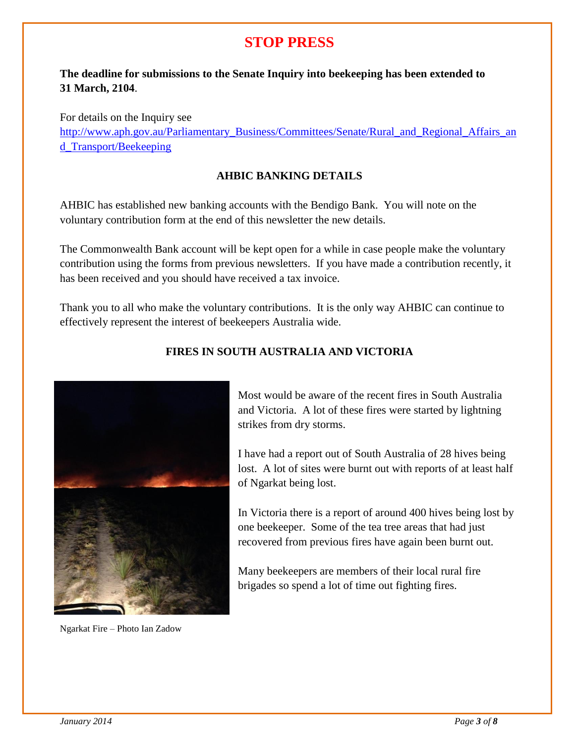# STOP PRESS

**The deadline for submissions to the Senate Inquiry into beekeeping has been extended to 31 March, 2104**.

For details on the Inquiry see
http://www.aph.gov.au/Parliamentary_Business/Committees/Senate/Rural_and_Regional_Affairs_and_Transport/Beekeeping

## AHBIC BANKING DETAILS

AHBIC has established new banking accounts with the Bendigo Bank. You will note on the voluntary contribution form at the end of this newsletter the new details.

The Commonwealth Bank account will be kept open for a while in case people make the voluntary contribution using the forms from previous newsletters. If you have made a contribution recently, it has been received and you should have received a tax invoice.

Thank you to all who make the voluntary contributions. It is the only way AHBIC can continue to effectively represent the interest of beekeepers Australia wide.

## FIRES IN SOUTH AUSTRALIA AND VICTORIA

Most would be aware of the recent fires in South Australia and Victoria. A lot of these fires were started by lightning strikes from dry storms.

I have had a report out of South Australia of 28 hives being lost. A lot of sites were burnt out with reports of at least half of Ngarkat being lost.

In Victoria there is a report of around 400 hives being lost by one beekeeper. Some of the tea tree areas that had just recovered from previous fires have again been burnt out.

Many beekeepers are members of their local rural fire brigades so spend a lot of time out fighting fires.

Ngarkat Fire – Photo Ian Zadow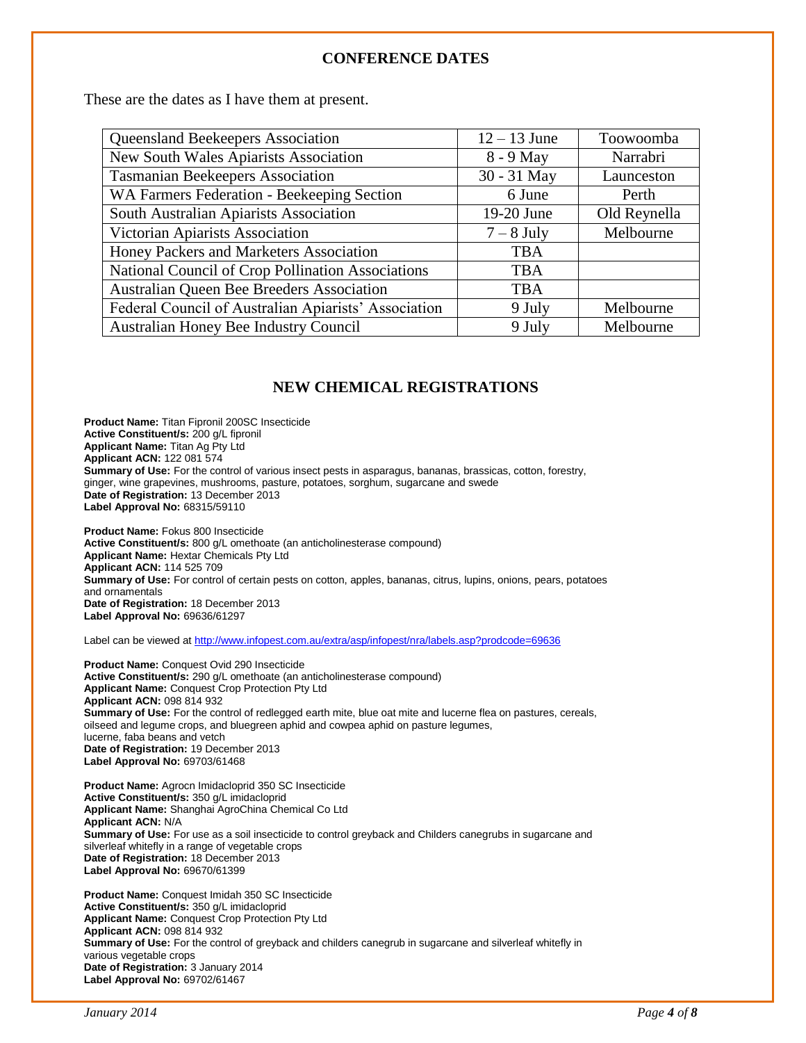## CONFERENCE DATES

These are the dates as I have them at present.

| | | |
|---|---|---|
| Queensland Beekeepers Association | 12 – 13 June | Toowoomba |
| New South Wales Apiarists Association | 8 - 9 May | Narrabri |
| Tasmanian Beekeepers Association | 30 - 31 May | Launceston |
| WA Farmers Federation - Beekeeping Section | 6 June | Perth |
| South Australian Apiarists Association | 19-20 June | Old Reynella |
| Victorian Apiarists Association | 7 – 8 July | Melbourne |
| Honey Packers and Marketers Association | TBA | |
| National Council of Crop Pollination Associations | TBA | |
| Australian Queen Bee Breeders Association | TBA | |
| Federal Council of Australian Apiarists' Association | 9 July | Melbourne |
| Australian Honey Bee Industry Council | 9 July | Melbourne |

## NEW CHEMICAL REGISTRATIONS

**Product Name:** Titan Fipronil 200SC Insecticide
**Active Constituent/s:** 200 g/L fipronil
**Applicant Name:** Titan Ag Pty Ltd
**Applicant ACN:** 122 081 574
**Summary of Use:** For the control of various insect pests in asparagus, bananas, brassicas, cotton, forestry, ginger, wine grapevines, mushrooms, pasture, potatoes, sorghum, sugarcane and swede
**Date of Registration:** 13 December 2013
**Label Approval No:** 68315/59110

**Product Name:** Fokus 800 Insecticide
**Active Constituent/s:** 800 g/L omethoate (an anticholinesterase compound)
**Applicant Name:** Hextar Chemicals Pty Ltd
**Applicant ACN:** 114 525 709
**Summary of Use:** For control of certain pests on cotton, apples, bananas, citrus, lupins, onions, pears, potatoes and ornamentals
**Date of Registration:** 18 December 2013
**Label Approval No:** 69636/61297

Label can be viewed at http://www.infopest.com.au/extra/asp/infopest/nra/labels.asp?prodcode=69636

**Product Name:** Conquest Ovid 290 Insecticide
**Active Constituent/s:** 290 g/L omethoate (an anticholinesterase compound)
**Applicant Name:** Conquest Crop Protection Pty Ltd
**Applicant ACN:** 098 814 932
**Summary of Use:** For the control of redlegged earth mite, blue oat mite and lucerne flea on pastures, cereals, oilseed and legume crops, and bluegreen aphid and cowpea aphid on pasture legumes, lucerne, faba beans and vetch
**Date of Registration:** 19 December 2013
**Label Approval No:** 69703/61468

**Product Name:** Agrocn Imidacloprid 350 SC Insecticide
**Active Constituent/s:** 350 g/L imidacloprid
**Applicant Name:** Shanghai AgroChina Chemical Co Ltd
**Applicant ACN:** N/A
**Summary of Use:** For use as a soil insecticide to control greyback and Childers canegrubs in sugarcane and silverleaf whitefly in a range of vegetable crops
**Date of Registration:** 18 December 2013
**Label Approval No:** 69670/61399

**Product Name:** Conquest Imidah 350 SC Insecticide
**Active Constituent/s:** 350 g/L imidacloprid
**Applicant Name:** Conquest Crop Protection Pty Ltd
**Applicant ACN:** 098 814 932
**Summary of Use:** For the control of greyback and childers canegrub in sugarcane and silverleaf whitefly in various vegetable crops
**Date of Registration:** 3 January 2014
**Label Approval No:** 69702/61467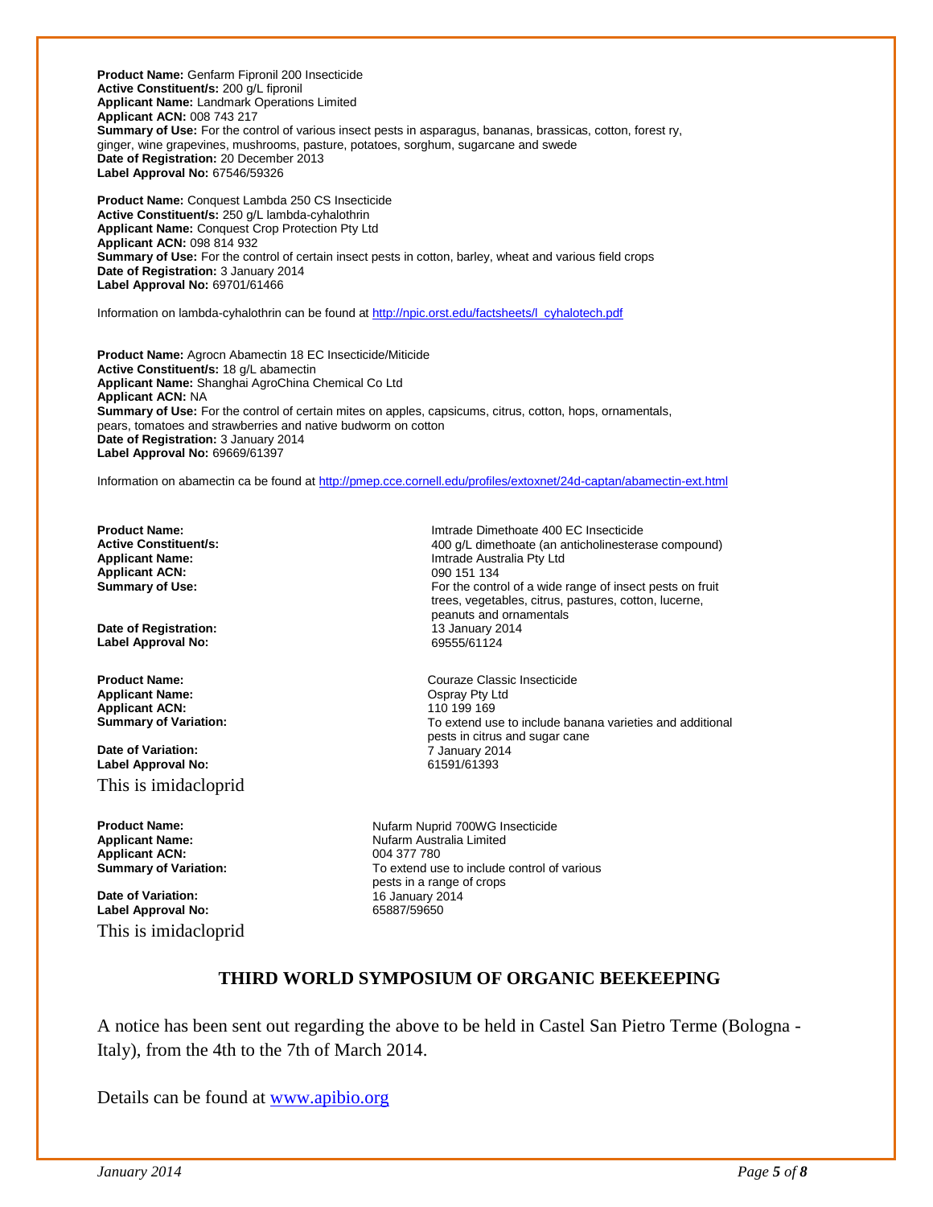**Product Name:** Genfarm Fipronil 200 Insecticide
**Active Constituent/s:** 200 g/L fipronil
**Applicant Name:** Landmark Operations Limited
**Applicant ACN:** 008 743 217
**Summary of Use:** For the control of various insect pests in asparagus, bananas, brassicas, cotton, forest ry, ginger, wine grapevines, mushrooms, pasture, potatoes, sorghum, sugarcane and swede
**Date of Registration:** 20 December 2013
**Label Approval No:** 67546/59326

**Product Name:** Conquest Lambda 250 CS Insecticide
**Active Constituent/s:** 250 g/L lambda-cyhalothrin
**Applicant Name:** Conquest Crop Protection Pty Ltd
**Applicant ACN:** 098 814 932
**Summary of Use:** For the control of certain insect pests in cotton, barley, wheat and various field crops
**Date of Registration:** 3 January 2014
**Label Approval No:** 69701/61466

Information on lambda-cyhalothrin can be found at http://npic.orst.edu/factsheets/l_cyhalotech.pdf

**Product Name:** Agrocn Abamectin 18 EC Insecticide/Miticide
**Active Constituent/s:** 18 g/L abamectin
**Applicant Name:** Shanghai AgroChina Chemical Co Ltd
**Applicant ACN:** NA
**Summary of Use:** For the control of certain mites on apples, capsicums, citrus, cotton, hops, ornamentals, pears, tomatoes and strawberries and native budworm on cotton
**Date of Registration:** 3 January 2014
**Label Approval No:** 69669/61397

Information on abamectin ca be found at http://pmep.cce.cornell.edu/profiles/extoxnet/24d-captan/abamectin-ext.html

**Product Name:** Imtrade Dimethoate 400 EC Insecticide
**Active Constituent/s:** 400 g/L dimethoate (an anticholinesterase compound)
**Applicant Name:** Imtrade Australia Pty Ltd
**Applicant ACN:** 090 151 134
**Summary of Use:** For the control of a wide range of insect pests on fruit trees, vegetables, citrus, pastures, cotton, lucerne, peanuts and ornamentals
**Date of Registration:** 13 January 2014
**Label Approval No:** 69555/61124

**Product Name:** Couraze Classic Insecticide
**Applicant Name:** Ospray Pty Ltd
**Applicant ACN:** 110 199 169
**Summary of Variation:** To extend use to include banana varieties and additional pests in citrus and sugar cane
**Date of Variation:** 7 January 2014
**Label Approval No:** 61591/61393

This is imidacloprid

**Product Name:** Nufarm Nuprid 700WG Insecticide
**Applicant Name:** Nufarm Australia Limited
**Applicant ACN:** 004 377 780
**Summary of Variation:** To extend use to include control of various pests in a range of crops
**Date of Variation:** 16 January 2014
**Label Approval No:** 65887/59650

This is imidacloprid

## THIRD WORLD SYMPOSIUM OF ORGANIC BEEKEEPING

A notice has been sent out regarding the above to be held in Castel San Pietro Terme (Bologna - Italy), from the 4th to the 7th of March 2014.

Details can be found at www.apibio.org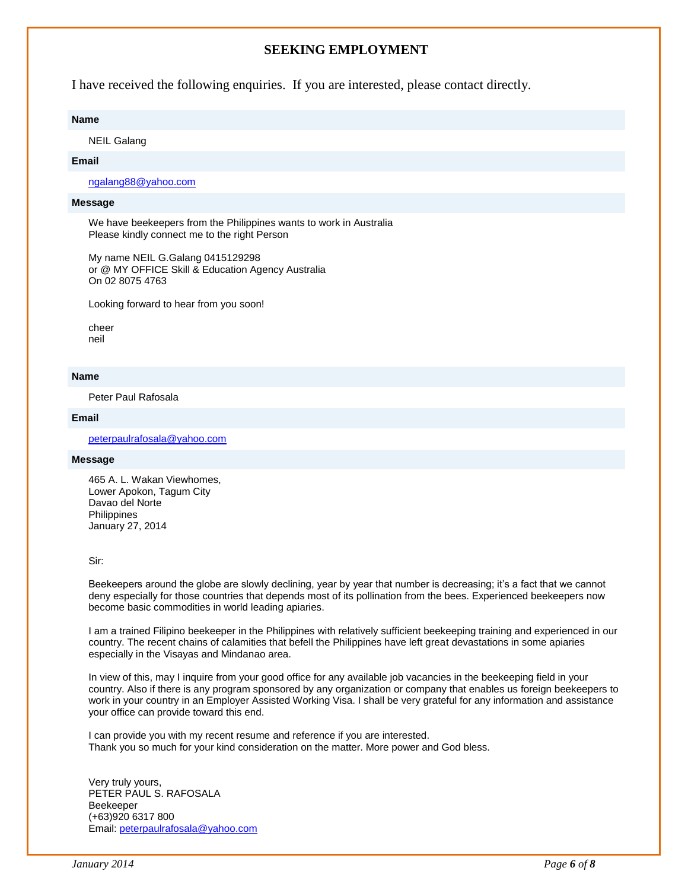## SEEKING EMPLOYMENT

I have received the following enquiries. If you are interested, please contact directly.

**Name**

NEIL Galang

**Email**

ngalang88@yahoo.com

**Message**

We have beekeepers from the Philippines wants to work in Australia
Please kindly connect me to the right Person

My name NEIL G.Galang 0415129298
or @ MY OFFICE Skill & Education Agency Australia
On 02 8075 4763

Looking forward to hear from you soon!

cheer
neil

**Name**

Peter Paul Rafosala

**Email**

peterpaulrafosala@yahoo.com

**Message**

465 A. L. Wakan Viewhomes,
Lower Apokon, Tagum City
Davao del Norte
Philippines
January 27, 2014

Sir:

Beekeepers around the globe are slowly declining, year by year that number is decreasing; it's a fact that we cannot deny especially for those countries that depends most of its pollination from the bees. Experienced beekeepers now become basic commodities in world leading apiaries.

I am a trained Filipino beekeeper in the Philippines with relatively sufficient beekeeping training and experienced in our country. The recent chains of calamities that befell the Philippines have left great devastations in some apiaries especially in the Visayas and Mindanao area.

In view of this, may I inquire from your good office for any available job vacancies in the beekeeping field in your country. Also if there is any program sponsored by any organization or company that enables us foreign beekeepers to work in your country in an Employer Assisted Working Visa. I shall be very grateful for any information and assistance your office can provide toward this end.

I can provide you with my recent resume and reference if you are interested.
Thank you so much for your kind consideration on the matter. More power and God bless.

Very truly yours,
PETER PAUL S. RAFOSALA
Beekeeper
(+63)920 6317 800
Email: peterpaulrafosala@yahoo.com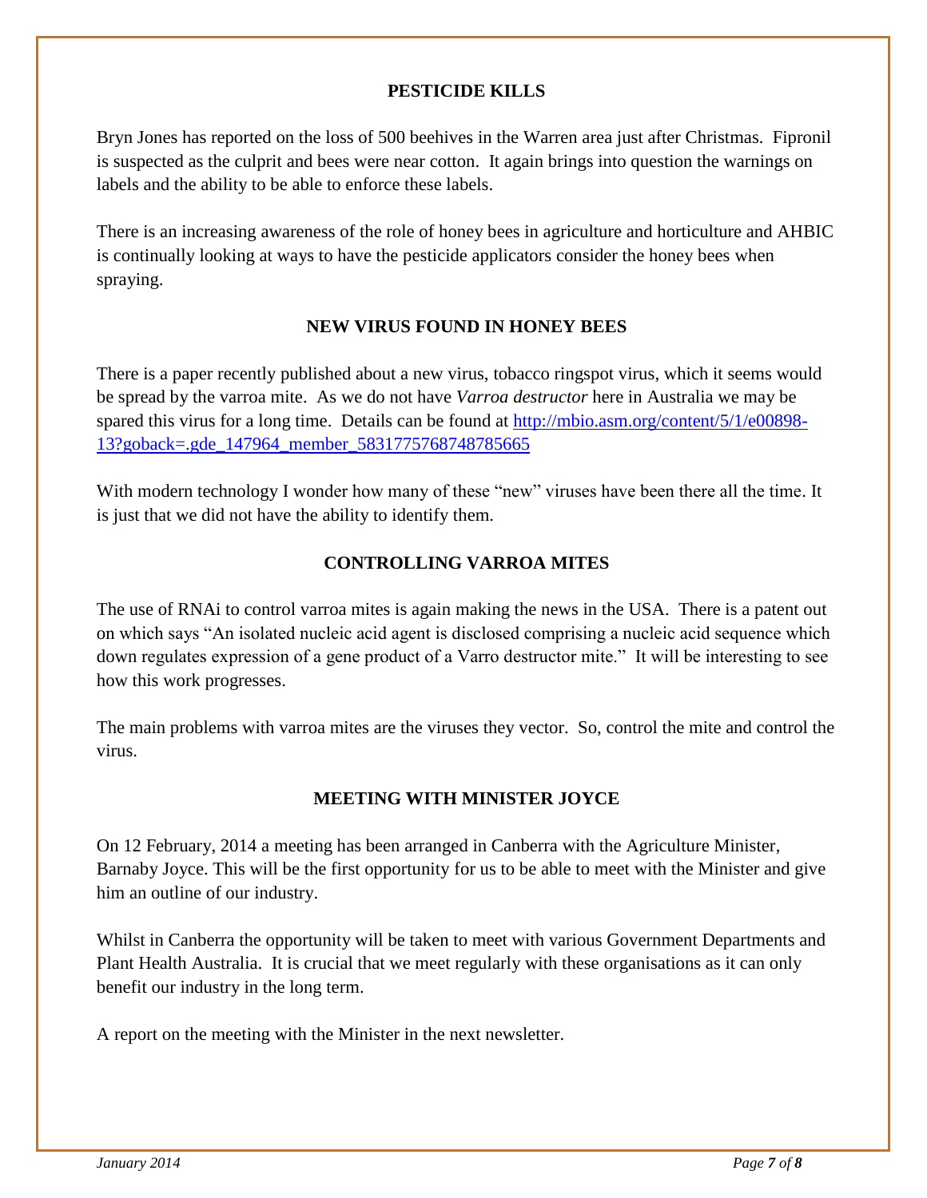## PESTICIDE KILLS

Bryn Jones has reported on the loss of 500 beehives in the Warren area just after Christmas. Fipronil is suspected as the culprit and bees were near cotton. It again brings into question the warnings on labels and the ability to be able to enforce these labels.

There is an increasing awareness of the role of honey bees in agriculture and horticulture and AHBIC is continually looking at ways to have the pesticide applicators consider the honey bees when spraying.

## NEW VIRUS FOUND IN HONEY BEES

There is a paper recently published about a new virus, tobacco ringspot virus, which it seems would be spread by the varroa mite. As we do not have *Varroa destructor* here in Australia we may be spared this virus for a long time. Details can be found at [http://mbio.asm.org/content/5/1/e00898-13?goback=.gde_147964_member_5831775768748785665](http://mbio.asm.org/content/5/1/e00898-13?goback=.gde_147964_member_5831775768748785665)

With modern technology I wonder how many of these "new" viruses have been there all the time. It is just that we did not have the ability to identify them.

## CONTROLLING VARROA MITES

The use of RNAi to control varroa mites is again making the news in the USA. There is a patent out on which says "An isolated nucleic acid agent is disclosed comprising a nucleic acid sequence which down regulates expression of a gene product of a Varro destructor mite." It will be interesting to see how this work progresses.

The main problems with varroa mites are the viruses they vector. So, control the mite and control the virus.

## MEETING WITH MINISTER JOYCE

On 12 February, 2014 a meeting has been arranged in Canberra with the Agriculture Minister, Barnaby Joyce. This will be the first opportunity for us to be able to meet with the Minister and give him an outline of our industry.

Whilst in Canberra the opportunity will be taken to meet with various Government Departments and Plant Health Australia. It is crucial that we meet regularly with these organisations as it can only benefit our industry in the long term.

A report on the meeting with the Minister in the next newsletter.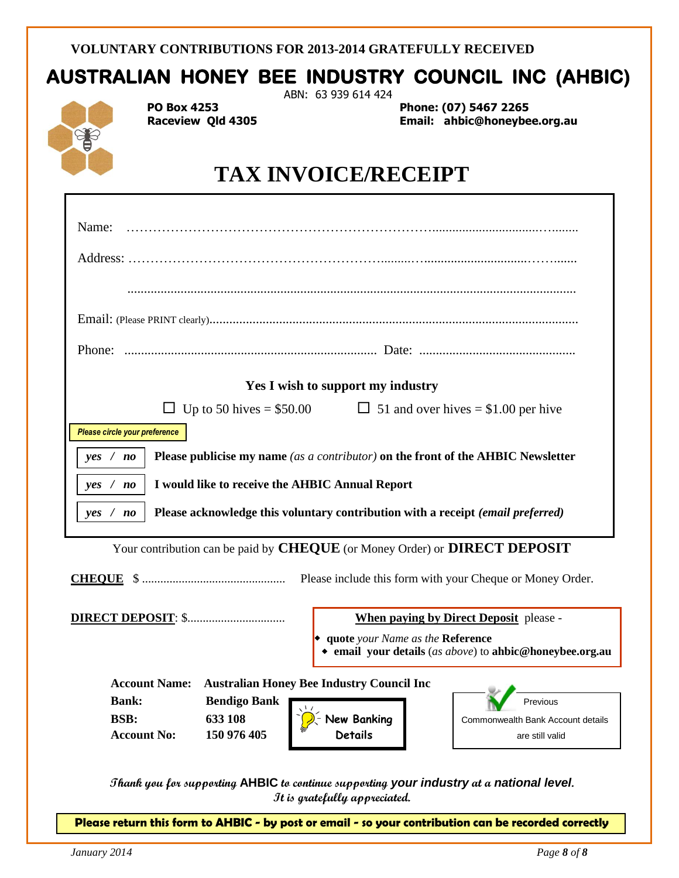**VOLUNTARY CONTRIBUTIONS FOR 2013-2014 GRATEFULLY RECEIVED**

# AUSTRALIAN HONEY BEE INDUSTRY COUNCIL INC (AHBIC)

ABN: 63 939 614 424

**PO Box 4253**
**Raceview Qld 4305**

**Phone: (07) 5467 2265**
**Email: ahbic@honeybee.org.au**

# TAX INVOICE/RECEIPT

Name: ……………………………………………………………………………………………

Address: ……………………………………………………………………………………………

……………………………………………………………………………………………

Email: (Please PRINT clearly)……………………………………………………………………

Phone: …………………………………………… Date: ……………………………………

**Yes I wish to support my industry**

☐ Up to 50 hives = $50.00 ☐ 51 and over hives = $1.00 per hive

***Please circle your preference***

*yes / no* **Please publicise my name** *(as a contributor)* **on the front of the AHBIC Newsletter**

*yes / no* **I would like to receive the AHBIC Annual Report**

*yes / no* **Please acknowledge this voluntary contribution with a receipt** ***(email preferred)***

Your contribution can be paid by **CHEQUE** (or Money Order) or **DIRECT DEPOSIT**

**CHEQUE** $ ………………………… Please include this form with your Cheque or Money Order.

**DIRECT DEPOSIT**: $…………………………

**When paying by Direct Deposit** please -

- **quote** *your Name as the* **Reference**
- **email your details** (*as above*) to **ahbic@honeybee.org.au**

| | |
|---|---|
| **Account Name:** | **Australian Honey Bee Industry Council Inc** |
| **Bank:** | **Bendigo Bank** |
| **BSB:** | **633 108** |
| **Account No:** | **150 976 405** |

New Banking Details

Previous Commonwealth Bank Account details are still valid

*Thank you for supporting* AHBIC *to continue supporting* ***your industry*** *at a* ***national level.***
*It is gratefully appreciated.*

**Please return this form to AHBIC - by post or email - so your contribution can be recorded correctly**

*January 2014*